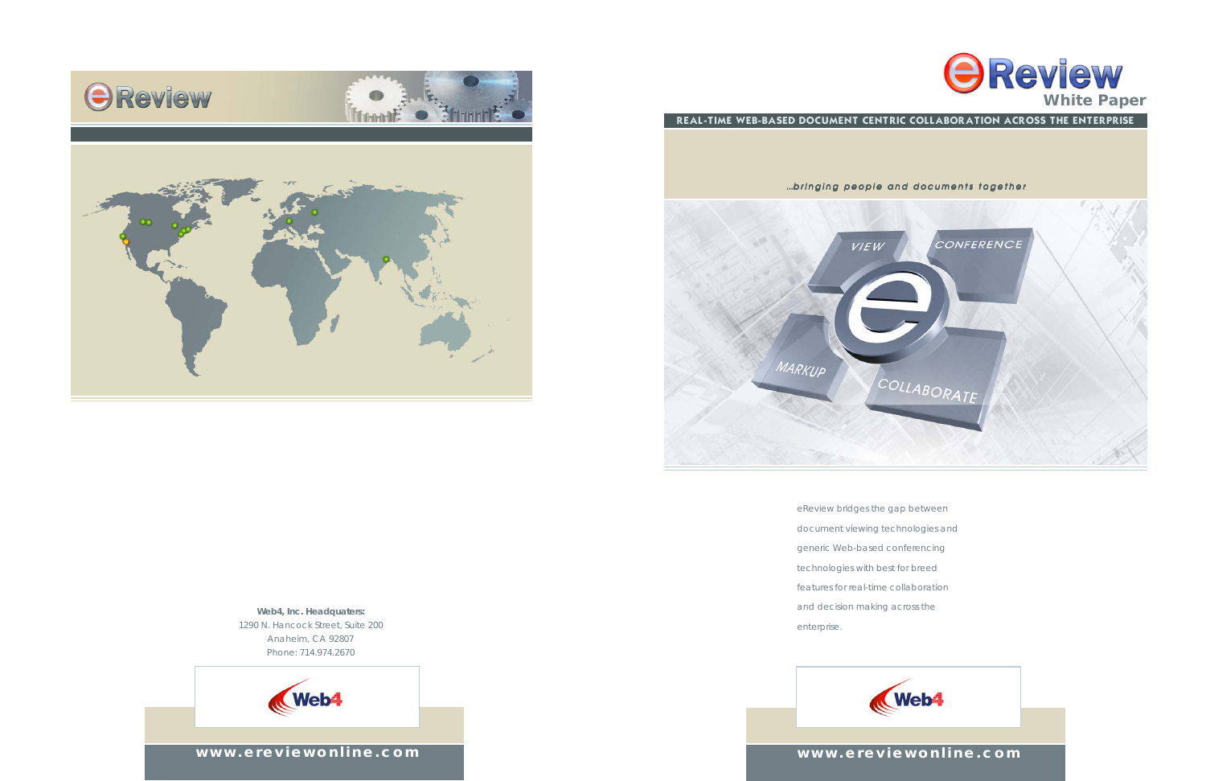# eReview

**Web4, Inc. Headquaters:**
1290 N. Hancock Street, Suite 200
Anaheim, CA 92807
Phone: 714.974.2670

Web4

www.ereviewonline.com

# eReview White Paper

REAL-TIME WEB-BASED DOCUMENT CENTRIC COLLABORATION ACROSS THE ENTERPRISE

*...bringing people and documents together*

VIEW CONFERENCE MARKUP COLLABORATE

eReview bridges the gap between document viewing technologies and generic Web-based conferencing technologies with best for breed features for real-time collaboration and decision making across the enterprise.

Web4

www.ereviewonline.com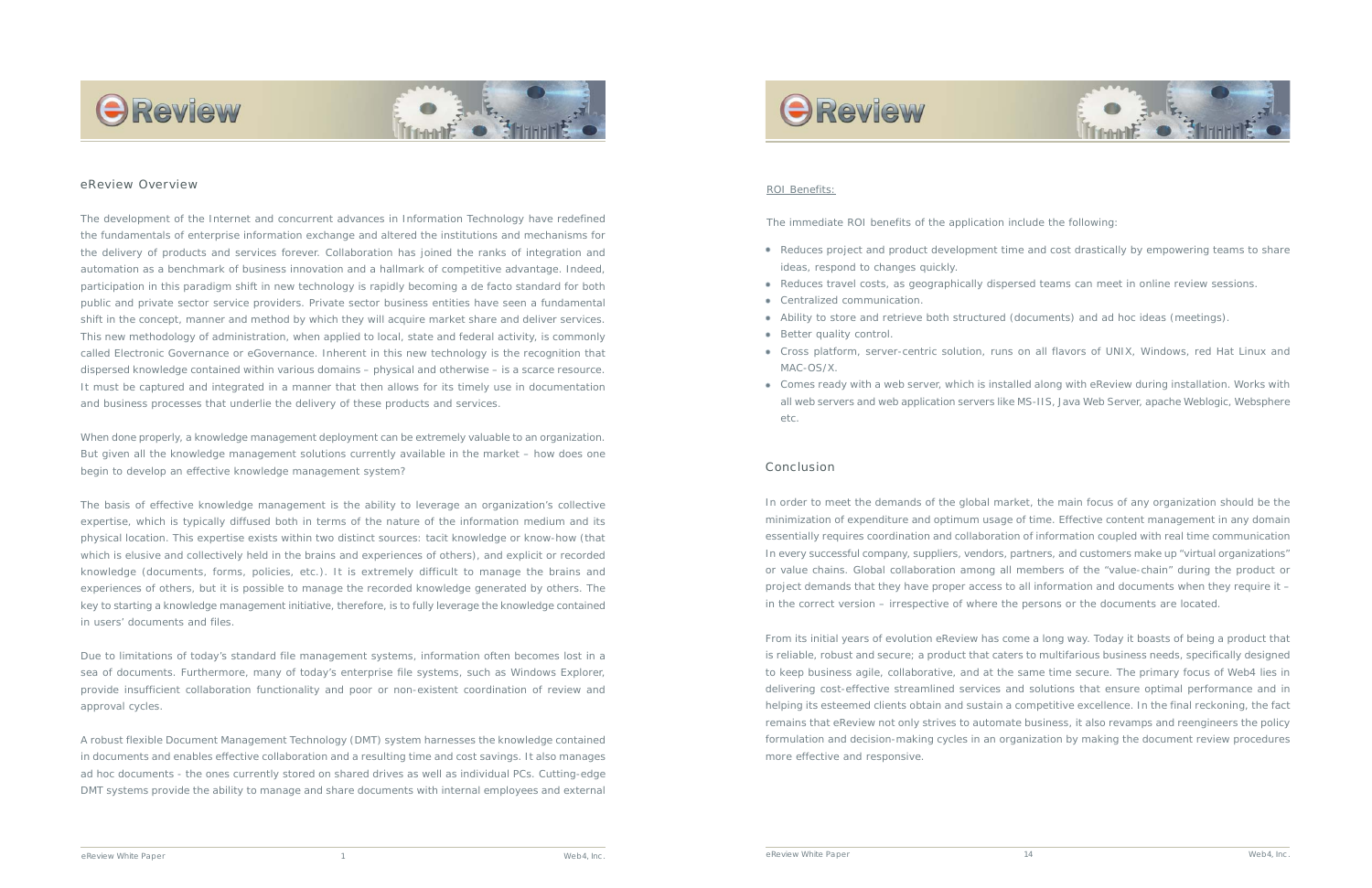## eReview Overview

The development of the Internet and concurrent advances in Information Technology have redefined the fundamentals of enterprise information exchange and altered the institutions and mechanisms for the delivery of products and services forever. Collaboration has joined the ranks of integration and automation as a benchmark of business innovation and a hallmark of competitive advantage. Indeed, participation in this paradigm shift in new technology is rapidly becoming a de facto standard for both public and private sector service providers. Private sector business entities have seen a fundamental shift in the concept, manner and method by which they will acquire market share and deliver services. This new methodology of administration, when applied to local, state and federal activity, is commonly called Electronic Governance or eGovernance. Inherent in this new technology is the recognition that dispersed knowledge contained within various domains – physical and otherwise – is a scarce resource. It must be captured and integrated in a manner that then allows for its timely use in documentation and business processes that underlie the delivery of these products and services.

When done properly, a knowledge management deployment can be extremely valuable to an organization. But given all the knowledge management solutions currently available in the market – how does one begin to develop an effective knowledge management system?

The basis of effective knowledge management is the ability to leverage an organization's collective expertise, which is typically diffused both in terms of the nature of the information medium and its physical location. This expertise exists within two distinct sources: tacit knowledge or know-how (that which is elusive and collectively held in the brains and experiences of others), and explicit or recorded knowledge (documents, forms, policies, etc.). It is extremely difficult to manage the brains and experiences of others, but it is possible to manage the recorded knowledge generated by others. The key to starting a knowledge management initiative, therefore, is to fully leverage the knowledge contained in users' documents and files.

Due to limitations of today's standard file management systems, information often becomes lost in a sea of documents. Furthermore, many of today's enterprise file systems, such as Windows Explorer, provide insufficient collaboration functionality and poor or non-existent coordination of review and approval cycles.

A robust flexible Document Management Technology (DMT) system harnesses the knowledge contained in documents and enables effective collaboration and a resulting time and cost savings. It also manages ad hoc documents - the ones currently stored on shared drives as well as individual PCs. Cutting-edge DMT systems provide the ability to manage and share documents with internal employees and external

ROI Benefits:

The immediate ROI benefits of the application include the following:

- Reduces project and product development time and cost drastically by empowering teams to share ideas, respond to changes quickly.
- Reduces travel costs, as geographically dispersed teams can meet in online review sessions.
- Centralized communication.
- Ability to store and retrieve both structured (documents) and ad hoc ideas (meetings).
- Better quality control.
- Cross platform, server-centric solution, runs on all flavors of UNIX, Windows, red Hat Linux and MAC-OS/X.
- Comes ready with a web server, which is installed along with eReview during installation. Works with all web servers and web application servers like MS-IIS, Java Web Server, apache Weblogic, Websphere etc.

## Conclusion

In order to meet the demands of the global market, the main focus of any organization should be the minimization of expenditure and optimum usage of time. Effective content management in any domain essentially requires coordination and collaboration of information coupled with real time communication In every successful company, suppliers, vendors, partners, and customers make up "virtual organizations" or value chains. Global collaboration among all members of the "value-chain" during the product or project demands that they have proper access to all information and documents when they require it – in the correct version – irrespective of where the persons or the documents are located.

From its initial years of evolution eReview has come a long way. Today it boasts of being a product that is reliable, robust and secure; a product that caters to multifarious business needs, specifically designed to keep business agile, collaborative, and at the same time secure. The primary focus of Web4 lies in delivering cost-effective streamlined services and solutions that ensure optimal performance and in helping its esteemed clients obtain and sustain a competitive excellence. In the final reckoning, the fact remains that eReview not only strives to automate business, it also revamps and reengineers the policy formulation and decision-making cycles in an organization by making the document review procedures more effective and responsive.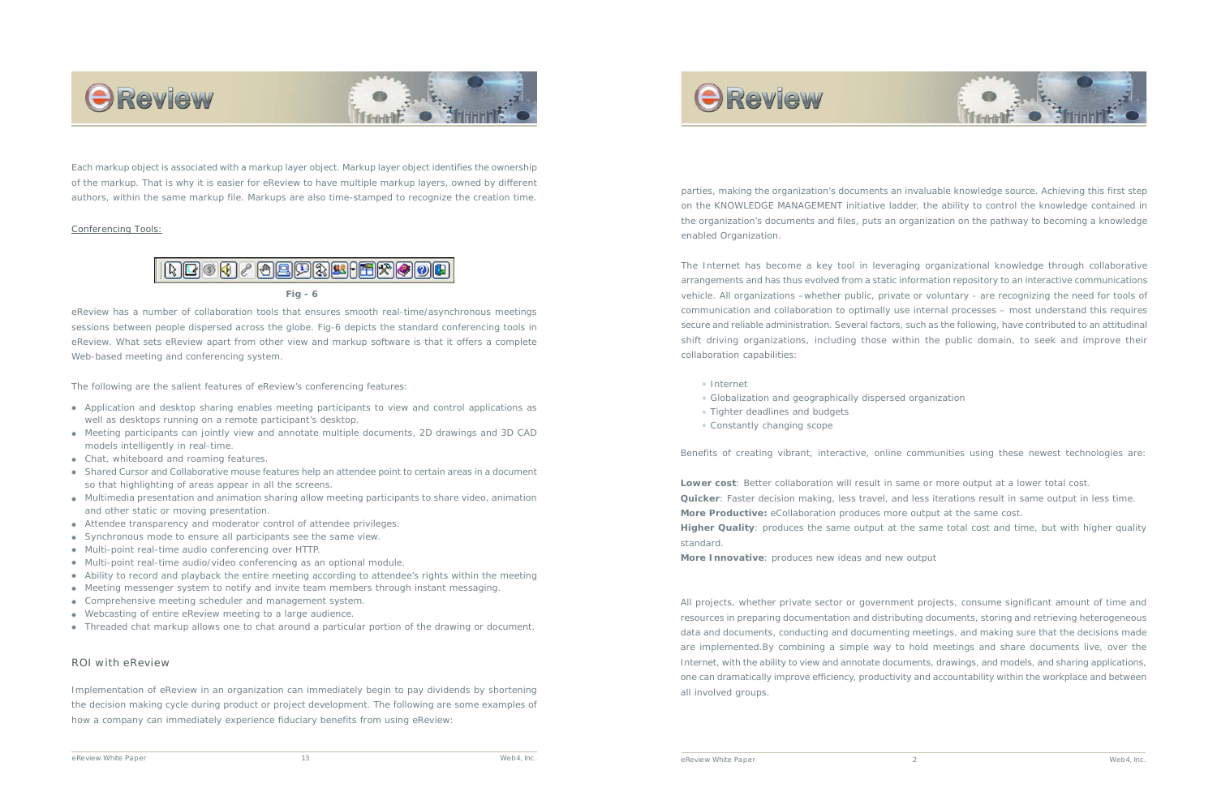Each markup object is associated with a markup layer object. Markup layer object identifies the ownership of the markup. That is why it is easier for eReview to have multiple markup layers, owned by different authors, within the same markup file. Markups are also time-stamped to recognize the creation time.

Conferencing Tools:

**Fig - 6**

eReview has a number of collaboration tools that ensures smooth real-time/asynchronous meetings sessions between people dispersed across the globe. Fig-6 depicts the standard conferencing tools in eReview. What sets eReview apart from other view and markup software is that it offers a complete Web-based meeting and conferencing system.

The following are the salient features of eReview's conferencing features:

- Application and desktop sharing enables meeting participants to view and control applications as well as desktops running on a remote participant's desktop.
- Meeting participants can jointly view and annotate multiple documents, 2D drawings and 3D CAD models intelligently in real-time.
- Chat, whiteboard and roaming features.
- Shared Cursor and Collaborative mouse features help an attendee point to certain areas in a document so that highlighting of areas appear in all the screens.
- Multimedia presentation and animation sharing allow meeting participants to share video, animation and other static or moving presentation.
- Attendee transparency and moderator control of attendee privileges.
- Synchronous mode to ensure all participants see the same view.
- Multi-point real-time audio conferencing over HTTP.
- Multi-point real-time audio/video conferencing as an optional module.
- Ability to record and playback the entire meeting according to attendee's rights within the meeting
- Meeting messenger system to notify and invite team members through instant messaging.
- Comprehensive meeting scheduler and management system.
- Webcasting of entire eReview meeting to a large audience.
- Threaded chat markup allows one to chat around a particular portion of the drawing or document.

## ROI with eReview

Implementation of eReview in an organization can immediately begin to pay dividends by shortening the decision making cycle during product or project development. The following are some examples of how a company can immediately experience fiduciary benefits from using eReview:

parties, making the organization's documents an invaluable knowledge source. Achieving this first step on the KNOWLEDGE MANAGEMENT initiative ladder, the ability to control the knowledge contained in the organization's documents and files, puts an organization on the pathway to becoming a knowledge enabled Organization.

The Internet has become a key tool in leveraging organizational knowledge through collaborative arrangements and has thus evolved from a static information repository to an interactive communications vehicle. All organizations –whether public, private or voluntary - are recognizing the need for tools of communication and collaboration to optimally use internal processes – most understand this requires secure and reliable administration. Several factors, such as the following, have contributed to an attitudinal shift driving organizations, including those within the public domain, to seek and improve their collaboration capabilities:

- Internet
- Globalization and geographically dispersed organization
- Tighter deadlines and budgets
- Constantly changing scope

Benefits of creating vibrant, interactive, online communities using these newest technologies are:

**Lower cost**: Better collaboration will result in same or more output at a lower total cost.
**Quicker**: Faster decision making, less travel, and less iterations result in same output in less time.
**More Productive:** eCollaboration produces more output at the same cost.
**Higher Quality**: produces the same output at the same total cost and time, but with higher quality standard.
**More Innovative**: produces new ideas and new output

All projects, whether private sector or government projects, consume significant amount of time and resources in preparing documentation and distributing documents, storing and retrieving heterogeneous data and documents, conducting and documenting meetings, and making sure that the decisions made are implemented.By combining a simple way to hold meetings and share documents live, over the Internet, with the ability to view and annotate documents, drawings, and models, and sharing applications, one can dramatically improve efficiency, productivity and accountability within the workplace and between all involved groups.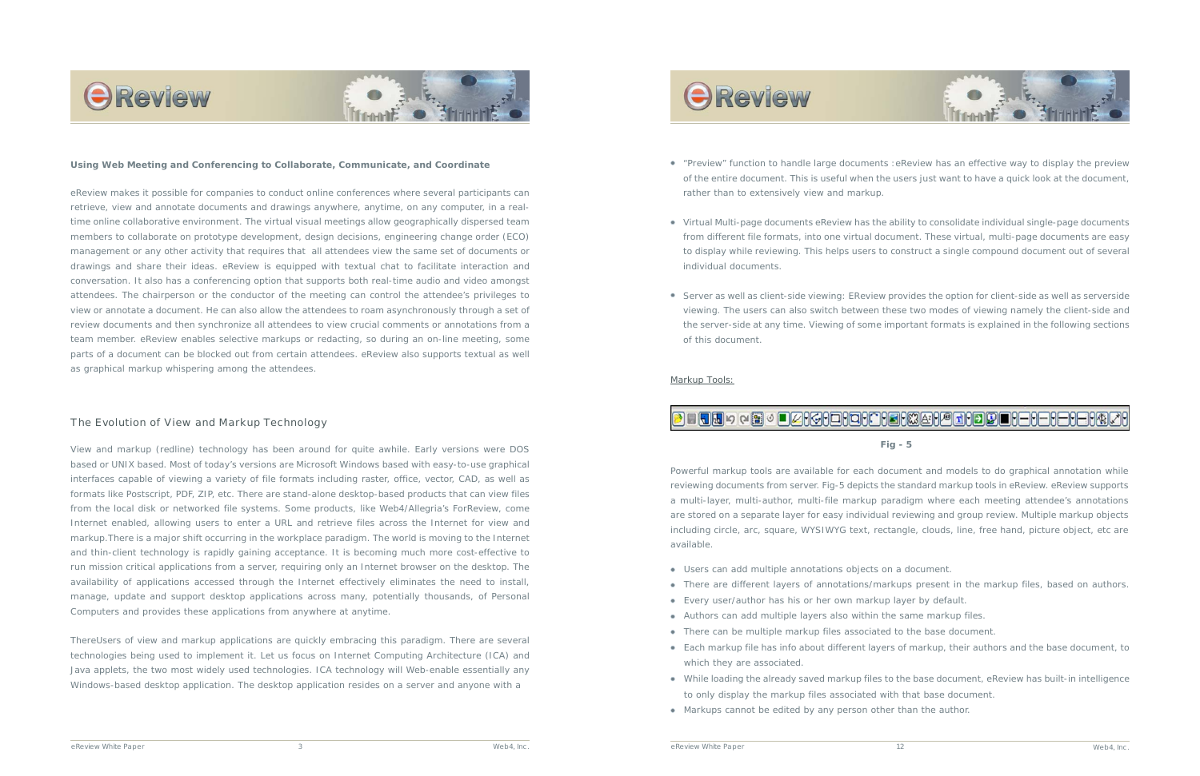**Using Web Meeting and Conferencing to Collaborate, Communicate, and Coordinate**

eReview makes it possible for companies to conduct online conferences where several participants can retrieve, view and annotate documents and drawings anywhere, anytime, on any computer, in a real-time online collaborative environment. The virtual visual meetings allow geographically dispersed team members to collaborate on prototype development, design decisions, engineering change order (ECO) management or any other activity that requires that all attendees view the same set of documents or drawings and share their ideas. eReview is equipped with textual chat to facilitate interaction and conversation. It also has a conferencing option that supports both real-time audio and video amongst attendees. The chairperson or the conductor of the meeting can control the attendee's privileges to view or annotate a document. He can also allow the attendees to roam asynchronously through a set of review documents and then synchronize all attendees to view crucial comments or annotations from a team member. eReview enables selective markups or redacting, so during an on-line meeting, some parts of a document can be blocked out from certain attendees. eReview also supports textual as well as graphical markup whispering among the attendees.

## The Evolution of View and Markup Technology

View and markup (redline) technology has been around for quite awhile. Early versions were DOS based or UNIX based. Most of today's versions are Microsoft Windows based with easy-to-use graphical interfaces capable of viewing a variety of file formats including raster, office, vector, CAD, as well as formats like Postscript, PDF, ZIP, etc. There are stand-alone desktop-based products that can view files from the local disk or networked file systems. Some products, like Web4/Allegria's ForReview, come Internet enabled, allowing users to enter a URL and retrieve files across the Internet for view and markup.There is a major shift occurring in the workplace paradigm. The world is moving to the Internet and thin-client technology is rapidly gaining acceptance. It is becoming much more cost-effective to run mission critical applications from a server, requiring only an Internet browser on the desktop. The availability of applications accessed through the Internet effectively eliminates the need to install, manage, update and support desktop applications across many, potentially thousands, of Personal Computers and provides these applications from anywhere at anytime.

ThereUsers of view and markup applications are quickly embracing this paradigm. There are several technologies being used to implement it. Let us focus on Internet Computing Architecture (ICA) and Java applets, the two most widely used technologies. ICA technology will Web-enable essentially any Windows-based desktop application. The desktop application resides on a server and anyone with a

- "Preview" function to handle large documents :eReview has an effective way to display the preview of the entire document. This is useful when the users just want to have a quick look at the document, rather than to extensively view and markup.

- Virtual Multi-page documents eReview has the ability to consolidate individual single-page documents from different file formats, into one virtual document. These virtual, multi-page documents are easy to display while reviewing. This helps users to construct a single compound document out of several individual documents.

- Server as well as client-side viewing: EReview provides the option for client-side as well as serverside viewing. The users can also switch between these two modes of viewing namely the client-side and the server-side at any time. Viewing of some important formats is explained in the following sections of this document.

Markup Tools:

**Fig - 5**

Powerful markup tools are available for each document and models to do graphical annotation while reviewing documents from server. Fig-5 depicts the standard markup tools in eReview. eReview supports a multi-layer, multi-author, multi-file markup paradigm where each meeting attendee's annotations are stored on a separate layer for easy individual reviewing and group review. Multiple markup objects including circle, arc, square, WYSIWYG text, rectangle, clouds, line, free hand, picture object, etc are available.

- Users can add multiple annotations objects on a document.
- There are different layers of annotations/markups present in the markup files, based on authors.
- Every user/author has his or her own markup layer by default.
- Authors can add multiple layers also within the same markup files.
- There can be multiple markup files associated to the base document.
- Each markup file has info about different layers of markup, their authors and the base document, to which they are associated.
- While loading the already saved markup files to the base document, eReview has built-in intelligence to only display the markup files associated with that base document.
- Markups cannot be edited by any person other than the author.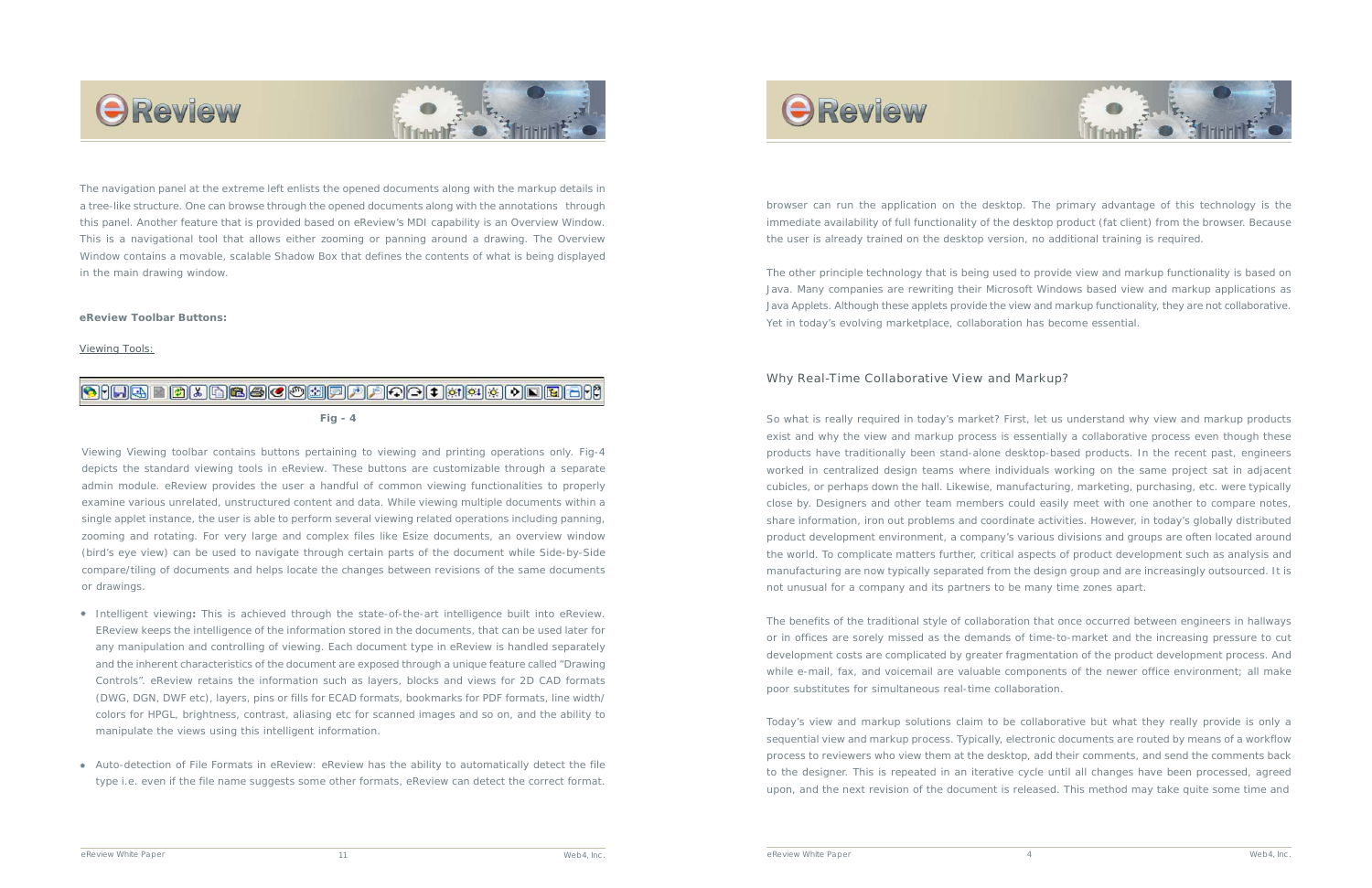The navigation panel at the extreme left enlists the opened documents along with the markup details in a tree-like structure. One can browse through the opened documents along with the annotations through this panel. Another feature that is provided based on eReview's MDI capability is an Overview Window. This is a navigational tool that allows either zooming or panning around a drawing. The Overview Window contains a movable, scalable Shadow Box that defines the contents of what is being displayed in the main drawing window.

**eReview Toolbar Buttons:**

Viewing Tools:

**Fig - 4**

Viewing Viewing toolbar contains buttons pertaining to viewing and printing operations only. Fig-4 depicts the standard viewing tools in eReview. These buttons are customizable through a separate admin module. eReview provides the user a handful of common viewing functionalities to properly examine various unrelated, unstructured content and data. While viewing multiple documents within a single applet instance, the user is able to perform several viewing related operations including panning, zooming and rotating. For very large and complex files like Esize documents, an overview window (bird's eye view) can be used to navigate through certain parts of the document while Side-by-Side compare/tiling of documents and helps locate the changes between revisions of the same documents or drawings.

- Intelligent viewing**:** This is achieved through the state-of-the-art intelligence built into eReview. EReview keeps the intelligence of the information stored in the documents, that can be used later for any manipulation and controlling of viewing. Each document type in eReview is handled separately and the inherent characteristics of the document are exposed through a unique feature called "Drawing Controls". eReview retains the information such as layers, blocks and views for 2D CAD formats (DWG, DGN, DWF etc), layers, pins or fills for ECAD formats, bookmarks for PDF formats, line width/ colors for HPGL, brightness, contrast, aliasing etc for scanned images and so on, and the ability to manipulate the views using this intelligent information.

- Auto-detection of File Formats in eReview: eReview has the ability to automatically detect the file type i.e. even if the file name suggests some other formats, eReview can detect the correct format.

browser can run the application on the desktop. The primary advantage of this technology is the immediate availability of full functionality of the desktop product (fat client) from the browser. Because the user is already trained on the desktop version, no additional training is required.

The other principle technology that is being used to provide view and markup functionality is based on Java. Many companies are rewriting their Microsoft Windows based view and markup applications as Java Applets. Although these applets provide the view and markup functionality, they are not collaborative. Yet in today's evolving marketplace, collaboration has become essential.

## Why Real-Time Collaborative View and Markup?

So what is really required in today's market? First, let us understand why view and markup products exist and why the view and markup process is essentially a collaborative process even though these products have traditionally been stand-alone desktop-based products. In the recent past, engineers worked in centralized design teams where individuals working on the same project sat in adjacent cubicles, or perhaps down the hall. Likewise, manufacturing, marketing, purchasing, etc. were typically close by. Designers and other team members could easily meet with one another to compare notes, share information, iron out problems and coordinate activities. However, in today's globally distributed product development environment, a company's various divisions and groups are often located around the world. To complicate matters further, critical aspects of product development such as analysis and manufacturing are now typically separated from the design group and are increasingly outsourced. It is not unusual for a company and its partners to be many time zones apart.

The benefits of the traditional style of collaboration that once occurred between engineers in hallways or in offices are sorely missed as the demands of time-to-market and the increasing pressure to cut development costs are complicated by greater fragmentation of the product development process. And while e-mail, fax, and voicemail are valuable components of the newer office environment; all make poor substitutes for simultaneous real-time collaboration.

Today's view and markup solutions claim to be collaborative but what they really provide is only a sequential view and markup process. Typically, electronic documents are routed by means of a workflow process to reviewers who view them at the desktop, add their comments, and send the comments back to the designer. This is repeated in an iterative cycle until all changes have been processed, agreed upon, and the next revision of the document is released. This method may take quite some time and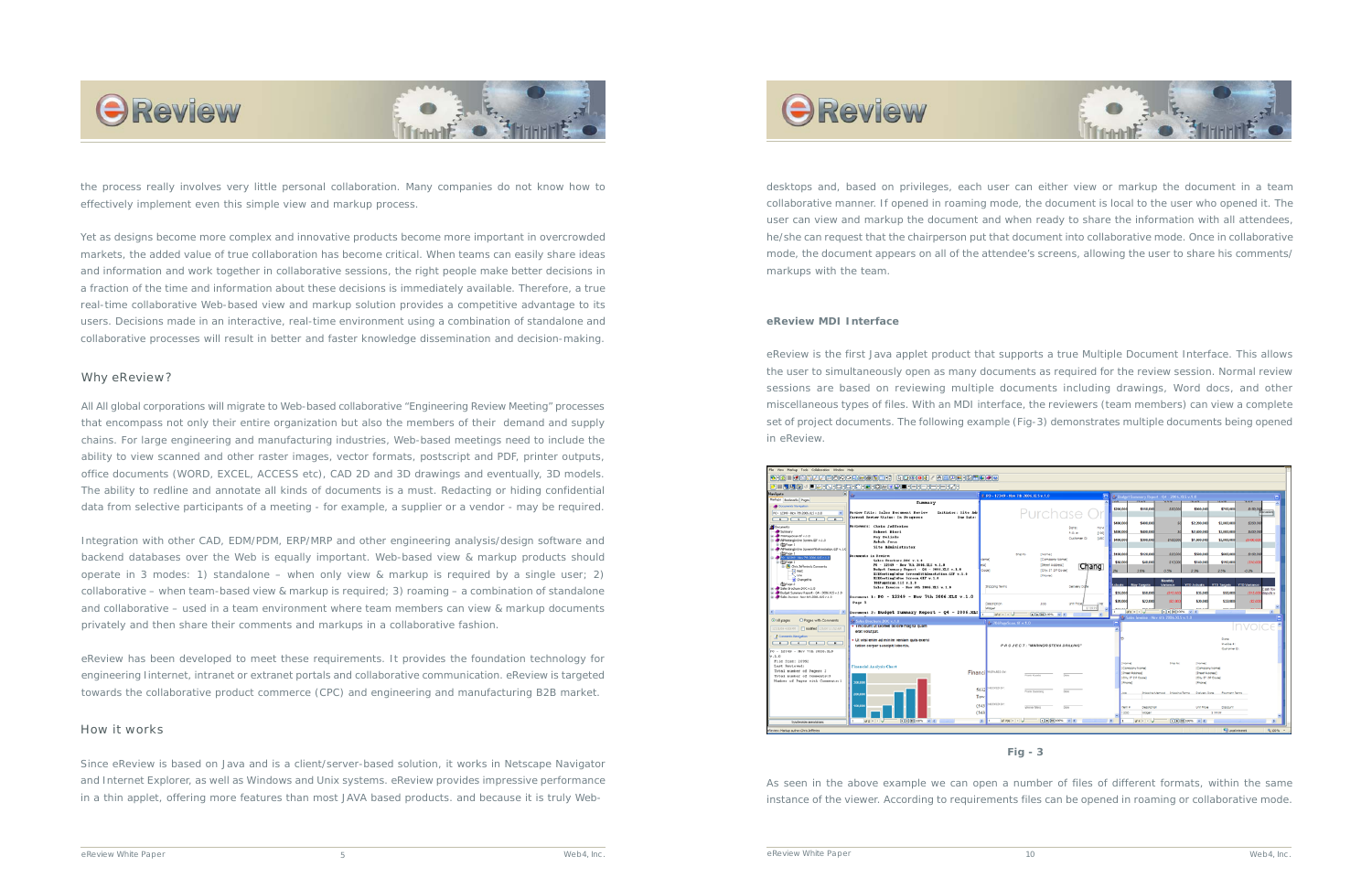the process really involves very little personal collaboration. Many companies do not know how to effectively implement even this simple view and markup process.

Yet as designs become more complex and innovative products become more important in overcrowded markets, the added value of true collaboration has become critical. When teams can easily share ideas and information and work together in collaborative sessions, the right people make better decisions in a fraction of the time and information about these decisions is immediately available. Therefore, a true real-time collaborative Web-based view and markup solution provides a competitive advantage to its users. Decisions made in an interactive, real-time environment using a combination of standalone and collaborative processes will result in better and faster knowledge dissemination and decision-making.

## Why eReview?

All All global corporations will migrate to Web-based collaborative "Engineering Review Meeting" processes that encompass not only their entire organization but also the members of their demand and supply chains. For large engineering and manufacturing industries, Web-based meetings need to include the ability to view scanned and other raster images, vector formats, postscript and PDF, printer outputs, office documents (WORD, EXCEL, ACCESS etc), CAD 2D and 3D drawings and eventually, 3D models. The ability to redline and annotate all kinds of documents is a must. Redacting or hiding confidential data from selective participants of a meeting - for example, a supplier or a vendor - may be required.

Integration with other CAD, EDM/PDM, ERP/MRP and other engineering analysis/design software and backend databases over the Web is equally important. Web-based view & markup products should operate in 3 modes: 1) standalone – when only view & markup is required by a single user; 2) collaborative – when team-based view & markup is required; 3) roaming – a combination of standalone and collaborative – used in a team environment where team members can view & markup documents privately and then share their comments and markups in a collaborative fashion.

eReview has been developed to meet these requirements. It provides the foundation technology for engineering Internet, intranet or extranet portals and collaborative communication. eReview is targeted towards the collaborative product commerce (CPC) and engineering and manufacturing B2B market.

## How it works

Since eReview is based on Java and is a client/server-based solution, it works in Netscape Navigator and Internet Explorer, as well as Windows and Unix systems. eReview provides impressive performance in a thin applet, offering more features than most JAVA based products. and because it is truly Web-

desktops and, based on privileges, each user can either view or markup the document in a team collaborative manner. If opened in roaming mode, the document is local to the user who opened it. The user can view and markup the document and when ready to share the information with all attendees, he/she can request that the chairperson put that document into collaborative mode. Once in collaborative mode, the document appears on all of the attendee's screens, allowing the user to share his comments/ markups with the team.

### eReview MDI Interface

eReview is the first Java applet product that supports a true Multiple Document Interface. This allows the user to simultaneously open as many documents as required for the review session. Normal review sessions are based on reviewing multiple documents including drawings, Word docs, and other miscellaneous types of files. With an MDI interface, the reviewers (team members) can view a complete set of project documents. The following example (Fig-3) demonstrates multiple documents being opened in eReview.

**Fig - 3**

As seen in the above example we can open a number of files of different formats, within the same instance of the viewer. According to requirements files can be opened in roaming or collaborative mode.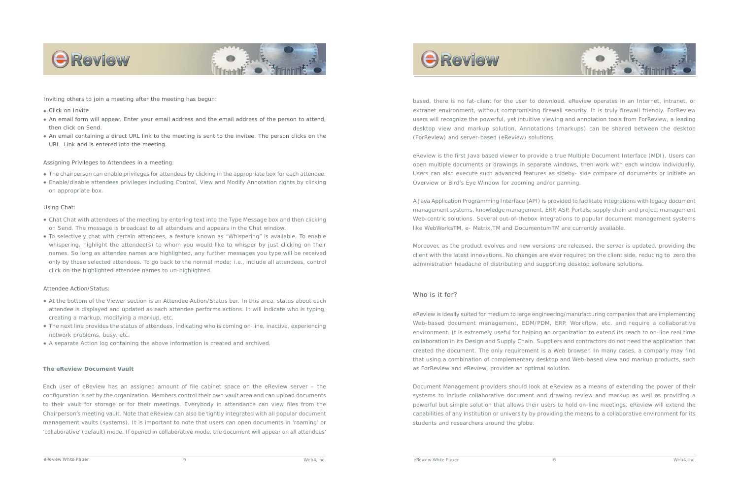Inviting others to join a meeting after the meeting has begun:

- Click on Invite
- An email form will appear. Enter your email address and the email address of the person to attend, then click on Send.
- An email containing a direct URL link to the meeting is sent to the invitee. The person clicks on the URL Link and is entered into the meeting.

Assigning Privileges to Attendees in a meeting:

- The chairperson can enable privileges for attendees by clicking in the appropriate box for each attendee.
- Enable/disable attendees privileges including Control, View and Modify Annotation rights by clicking on appropriate box.

Using Chat:

- Chat Chat with attendees of the meeting by entering text into the Type Message box and then clicking on Send. The message is broadcast to all attendees and appears in the Chat window.
- To selectively chat with certain attendees, a feature known as "Whispering" is available. To enable whispering, highlight the attendee(s) to whom you would like to whisper by just clicking on their names. So long as attendee names are highlighted, any further messages you type will be received only by those selected attendees. To go back to the normal mode; i.e., include all attendees, control click on the highlighted attendee names to un-highlighted.

Attendee Action/Status:

- At the bottom of the Viewer section is an Attendee Action/Status bar. In this area, status about each attendee is displayed and updated as each attendee performs actions. It will indicate who is typing, creating a markup, modifying a markup, etc.
- The next line provides the status of attendees, indicating who is coming on-line, inactive, experiencing network problems, busy, etc.
- A separate Action log containing the above information is created and archived.

**The eReview Document Vault**

Each user of eReview has an assigned amount of file cabinet space on the eReview server – the configuration is set by the organization. Members control their own vault area and can upload documents to their vault for storage or for their meetings. Everybody in attendance can view files from the Chairperson's meeting vault. Note that eReview can also be tightly integrated with all popular document management vaults (systems). It is important to note that users can open documents in 'roaming' or 'collaborative' (default) mode. If opened in collaborative mode, the document will appear on all attendees'

based, there is no fat-client for the user to download. eReview operates in an Internet, intranet, or extranet environment, without compromising firewall security. It is truly firewall friendly. ForReview users will recognize the powerful, yet intuitive viewing and annotation tools from ForReview, a leading desktop view and markup solution. Annotations (markups) can be shared between the desktop (ForReview) and server-based (eReview) solutions.

eReview is the first Java based viewer to provide a true Multiple Document Interface (MDI). Users can open multiple documents or drawings in separate windows, then work with each window individually. Users can also execute such advanced features as sideby- side compare of documents or initiate an Overview or Bird's Eye Window for zooming and/or panning.

A Java Application Programming Interface (API) is provided to facilitate integrations with legacy document management systems, knowledge management, ERP, ASP, Portals, supply chain and project management Web-centric solutions. Several out-of-thebox integrations to popular document management systems like WebWorksTM, e- Matrix,TM and DocumentumTM are currently available.

Moreover, as the product evolves and new versions are released, the server is updated, providing the client with the latest innovations. No changes are ever required on the client side, reducing to zero the administration headache of distributing and supporting desktop software solutions.

## Who is it for?

eReview is ideally suited for medium to large engineering/manufacturing companies that are implementing Web-based document management, EDM/PDM, ERP, Workflow, etc. and require a collaborative environment. It is extremely useful for helping an organization to extend its reach to on-line real time collaboration in its Design and Supply Chain. Suppliers and contractors do not need the application that created the document. The only requirement is a Web browser. In many cases, a company may find that using a combination of complementary desktop and Web-based view and markup products, such as ForReview and eReview, provides an optimal solution.

Document Management providers should look at eReview as a means of extending the power of their systems to include collaborative document and drawing review and markup as well as providing a powerful but simple solution that allows their users to hold on-line meetings. eReview will extend the capabilities of any institution or university by providing the means to a collaborative environment for its students and researchers around the globe.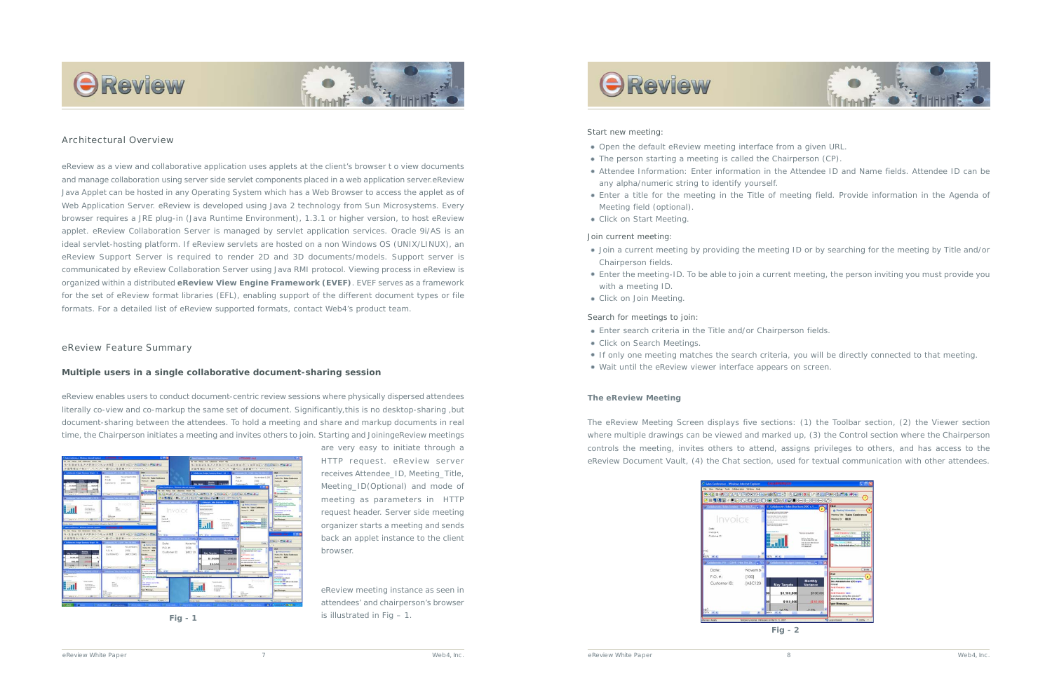## Architectural Overview

eReview as a view and collaborative application uses applets at the client's browser t o view documents and manage collaboration using server side servlet components placed in a web application server.eReview Java Applet can be hosted in any Operating System which has a Web Browser to access the applet as of Web Application Server. eReview is developed using Java 2 technology from Sun Microsystems. Every browser requires a JRE plug-in (Java Runtime Environment), 1.3.1 or higher version, to host eReview applet. eReview Collaboration Server is managed by servlet application services. Oracle 9i/AS is an ideal servlet-hosting platform. If eReview servlets are hosted on a non Windows OS (UNIX/LINUX), an eReview Support Server is required to render 2D and 3D documents/models. Support server is communicated by eReview Collaboration Server using Java RMI protocol. Viewing process in eReview is organized within a distributed **eReview View Engine Framework (EVEF)**. EVEF serves as a framework for the set of eReview format libraries (EFL), enabling support of the different document types or file formats. For a detailed list of eReview supported formats, contact Web4's product team.

## eReview Feature Summary

### Multiple users in a single collaborative document-sharing session

eReview enables users to conduct document-centric review sessions where physically dispersed attendees literally co-view and co-markup the same set of document. Significantly,this is no desktop-sharing ,but document-sharing between the attendees. To hold a meeting and share and markup documents in real time, the Chairperson initiates a meeting and invites others to join. Starting and JoiningeReview meetings are very easy to initiate through a HTTP request. eReview server receives Attendee_ID, Meeting_Title, Meeting_ID(Optional) and mode of meeting as parameters in HTTP request header. Server side meeting organizer starts a meeting and sends back an applet instance to the client browser.

eReview meeting instance as seen in attendees' and chairperson's browser is illustrated in Fig – 1.

Fig - 1

Start new meeting:

- Open the default eReview meeting interface from a given URL.
- The person starting a meeting is called the Chairperson (CP).
- Attendee Information: Enter information in the Attendee ID and Name fields. Attendee ID can be any alpha/numeric string to identify yourself.
- Enter a title for the meeting in the Title of meeting field. Provide information in the Agenda of Meeting field (optional).
- Click on Start Meeting.

Join current meeting:

- Join a current meeting by providing the meeting ID or by searching for the meeting by Title and/or Chairperson fields.
- Enter the meeting-ID. To be able to join a current meeting, the person inviting you must provide you with a meeting ID.
- Click on Join Meeting.

Search for meetings to join:

- Enter search criteria in the Title and/or Chairperson fields.
- Click on Search Meetings.
- If only one meeting matches the search criteria, you will be directly connected to that meeting.
- Wait until the eReview viewer interface appears on screen.

### The eReview Meeting

The eReview Meeting Screen displays five sections: (1) the Toolbar section, (2) the Viewer section where multiple drawings can be viewed and marked up, (3) the Control section where the Chairperson controls the meeting, invites others to attend, assigns privileges to others, and has access to the eReview Document Vault, (4) the Chat section, used for textual communication with other attendees.

Fig - 2